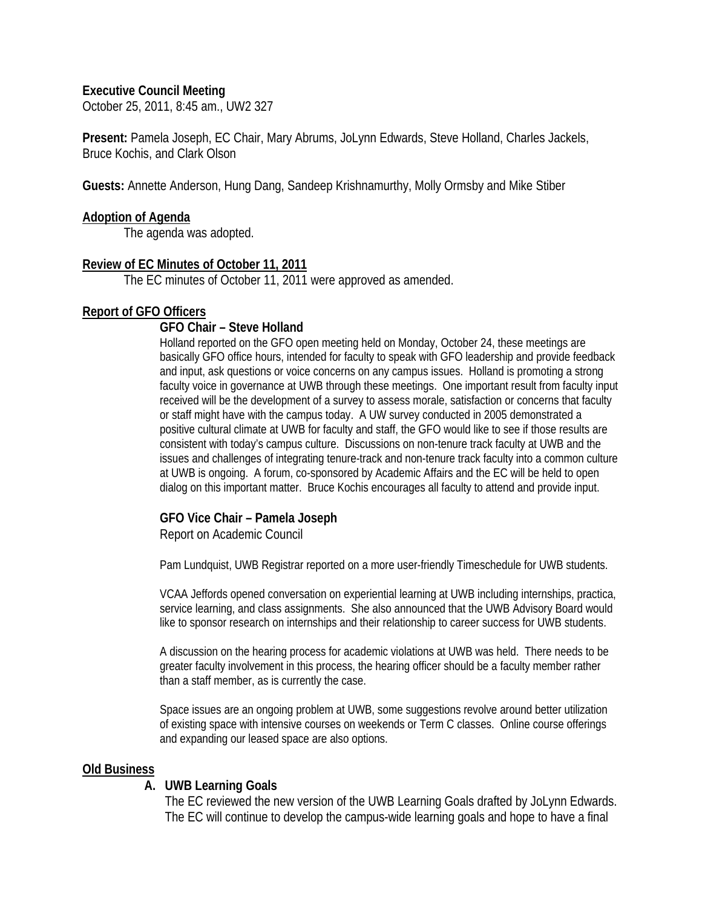**Executive Council Meeting**
October 25, 2011, 8:45 am., UW2 327

**Present:** Pamela Joseph, EC Chair, Mary Abrums, JoLynn Edwards, Steve Holland, Charles Jackels, Bruce Kochis, and Clark Olson

**Guests:** Annette Anderson, Hung Dang, Sandeep Krishnamurthy, Molly Ormsby and Mike Stiber

## Adoption of Agenda

The agenda was adopted.

## Review of EC Minutes of October 11, 2011

The EC minutes of October 11, 2011 were approved as amended.

## Report of GFO Officers

### GFO Chair – Steve Holland

Holland reported on the GFO open meeting held on Monday, October 24, these meetings are basically GFO office hours, intended for faculty to speak with GFO leadership and provide feedback and input, ask questions or voice concerns on any campus issues. Holland is promoting a strong faculty voice in governance at UWB through these meetings. One important result from faculty input received will be the development of a survey to assess morale, satisfaction or concerns that faculty or staff might have with the campus today. A UW survey conducted in 2005 demonstrated a positive cultural climate at UWB for faculty and staff, the GFO would like to see if those results are consistent with today's campus culture. Discussions on non-tenure track faculty at UWB and the issues and challenges of integrating tenure-track and non-tenure track faculty into a common culture at UWB is ongoing. A forum, co-sponsored by Academic Affairs and the EC will be held to open dialog on this important matter. Bruce Kochis encourages all faculty to attend and provide input.

### GFO Vice Chair – Pamela Joseph

Report on Academic Council

Pam Lundquist, UWB Registrar reported on a more user-friendly Timeschedule for UWB students.

VCAA Jeffords opened conversation on experiential learning at UWB including internships, practica, service learning, and class assignments. She also announced that the UWB Advisory Board would like to sponsor research on internships and their relationship to career success for UWB students.

A discussion on the hearing process for academic violations at UWB was held. There needs to be greater faculty involvement in this process, the hearing officer should be a faculty member rather than a staff member, as is currently the case.

Space issues are an ongoing problem at UWB, some suggestions revolve around better utilization of existing space with intensive courses on weekends or Term C classes. Online course offerings and expanding our leased space are also options.

## Old Business

### A. UWB Learning Goals

The EC reviewed the new version of the UWB Learning Goals drafted by JoLynn Edwards. The EC will continue to develop the campus-wide learning goals and hope to have a final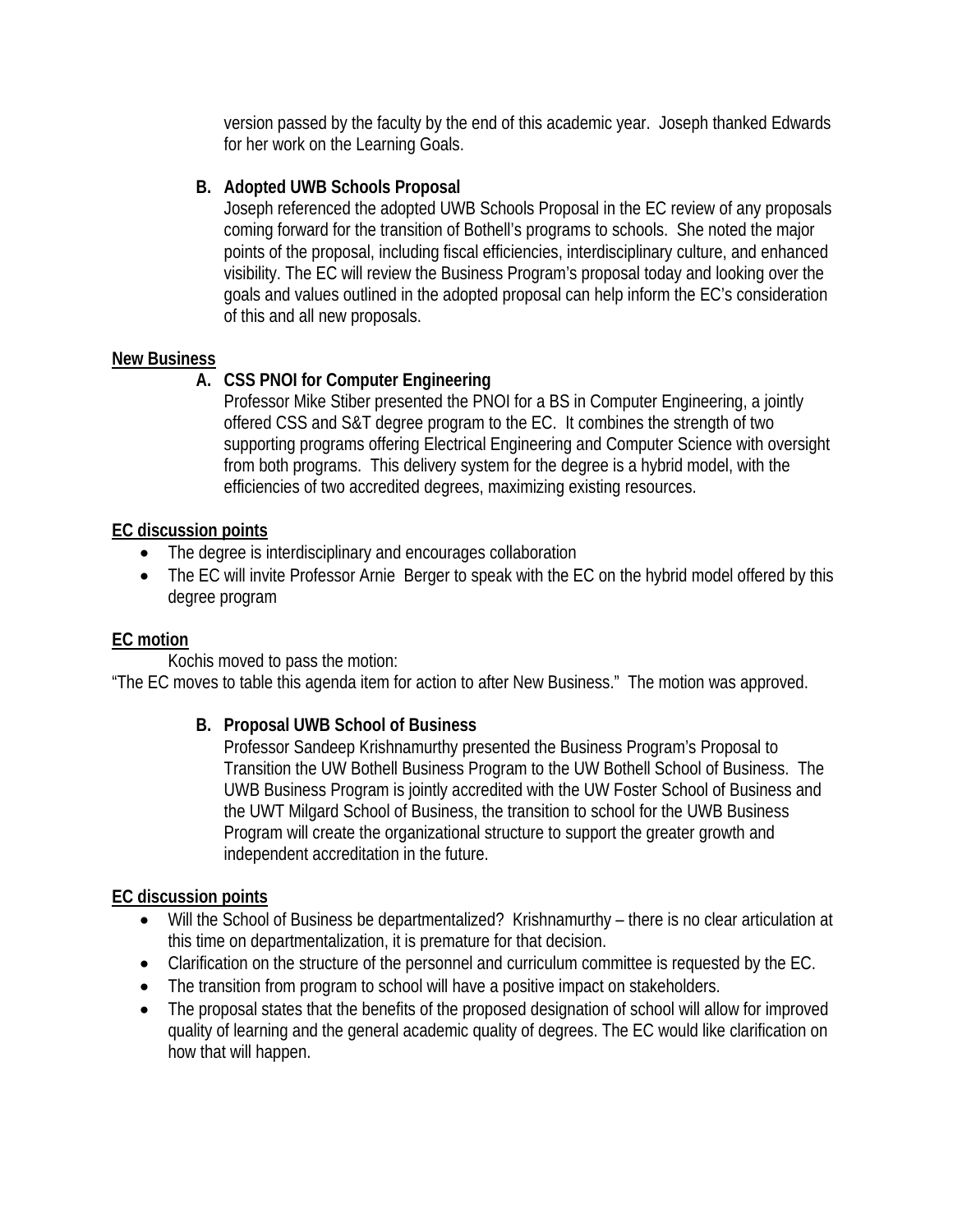version passed by the faculty by the end of this academic year. Joseph thanked Edwards for her work on the Learning Goals.

**B. Adopted UWB Schools Proposal**

Joseph referenced the adopted UWB Schools Proposal in the EC review of any proposals coming forward for the transition of Bothell's programs to schools. She noted the major points of the proposal, including fiscal efficiencies, interdisciplinary culture, and enhanced visibility. The EC will review the Business Program's proposal today and looking over the goals and values outlined in the adopted proposal can help inform the EC's consideration of this and all new proposals.

**New Business**

**A. CSS PNOI for Computer Engineering**

Professor Mike Stiber presented the PNOI for a BS in Computer Engineering, a jointly offered CSS and S&T degree program to the EC. It combines the strength of two supporting programs offering Electrical Engineering and Computer Science with oversight from both programs. This delivery system for the degree is a hybrid model, with the efficiencies of two accredited degrees, maximizing existing resources.

**EC discussion points**

- The degree is interdisciplinary and encourages collaboration
- The EC will invite Professor Arnie Berger to speak with the EC on the hybrid model offered by this degree program

**EC motion**

Kochis moved to pass the motion:

"The EC moves to table this agenda item for action to after New Business." The motion was approved.

**B. Proposal UWB School of Business**

Professor Sandeep Krishnamurthy presented the Business Program's Proposal to Transition the UW Bothell Business Program to the UW Bothell School of Business. The UWB Business Program is jointly accredited with the UW Foster School of Business and the UWT Milgard School of Business, the transition to school for the UWB Business Program will create the organizational structure to support the greater growth and independent accreditation in the future.

**EC discussion points**

- Will the School of Business be departmentalized? Krishnamurthy – there is no clear articulation at this time on departmentalization, it is premature for that decision.
- Clarification on the structure of the personnel and curriculum committee is requested by the EC.
- The transition from program to school will have a positive impact on stakeholders.
- The proposal states that the benefits of the proposed designation of school will allow for improved quality of learning and the general academic quality of degrees. The EC would like clarification on how that will happen.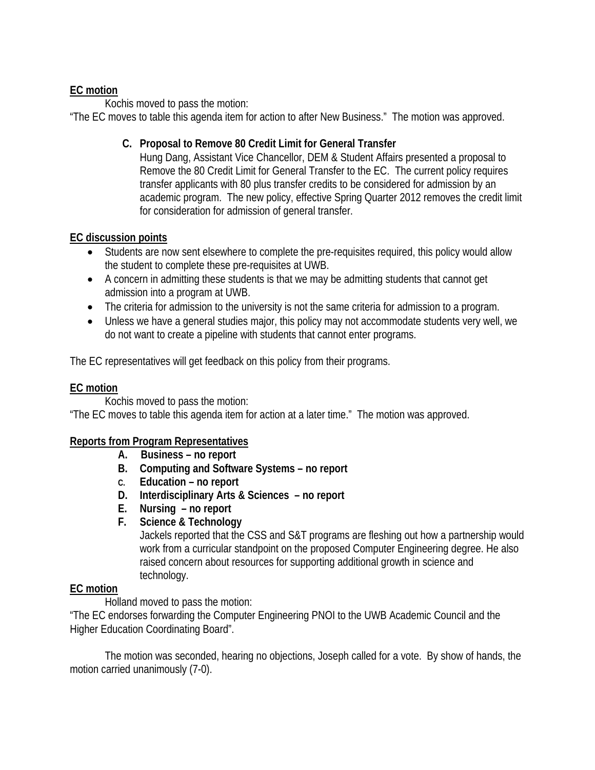**EC motion**

Kochis moved to pass the motion:

"The EC moves to table this agenda item for action to after New Business." The motion was approved.

C. **Proposal to Remove 80 Credit Limit for General Transfer**

Hung Dang, Assistant Vice Chancellor, DEM & Student Affairs presented a proposal to Remove the 80 Credit Limit for General Transfer to the EC. The current policy requires transfer applicants with 80 plus transfer credits to be considered for admission by an academic program. The new policy, effective Spring Quarter 2012 removes the credit limit for consideration for admission of general transfer.

**EC discussion points**

- Students are now sent elsewhere to complete the pre-requisites required, this policy would allow the student to complete these pre-requisites at UWB.
- A concern in admitting these students is that we may be admitting students that cannot get admission into a program at UWB.
- The criteria for admission to the university is not the same criteria for admission to a program.
- Unless we have a general studies major, this policy may not accommodate students very well, we do not want to create a pipeline with students that cannot enter programs.

The EC representatives will get feedback on this policy from their programs.

**EC motion**

Kochis moved to pass the motion:

"The EC moves to table this agenda item for action at a later time." The motion was approved.

**Reports from Program Representatives**

A. **Business – no report**

B. **Computing and Software Systems – no report**

C. **Education – no report**

D. **Interdisciplinary Arts & Sciences – no report**

E. **Nursing – no report**

F. **Science & Technology**

Jackels reported that the CSS and S&T programs are fleshing out how a partnership would work from a curricular standpoint on the proposed Computer Engineering degree. He also raised concern about resources for supporting additional growth in science and technology.

**EC motion**

Holland moved to pass the motion:

"The EC endorses forwarding the Computer Engineering PNOI to the UWB Academic Council and the Higher Education Coordinating Board".

The motion was seconded, hearing no objections, Joseph called for a vote. By show of hands, the motion carried unanimously (7-0).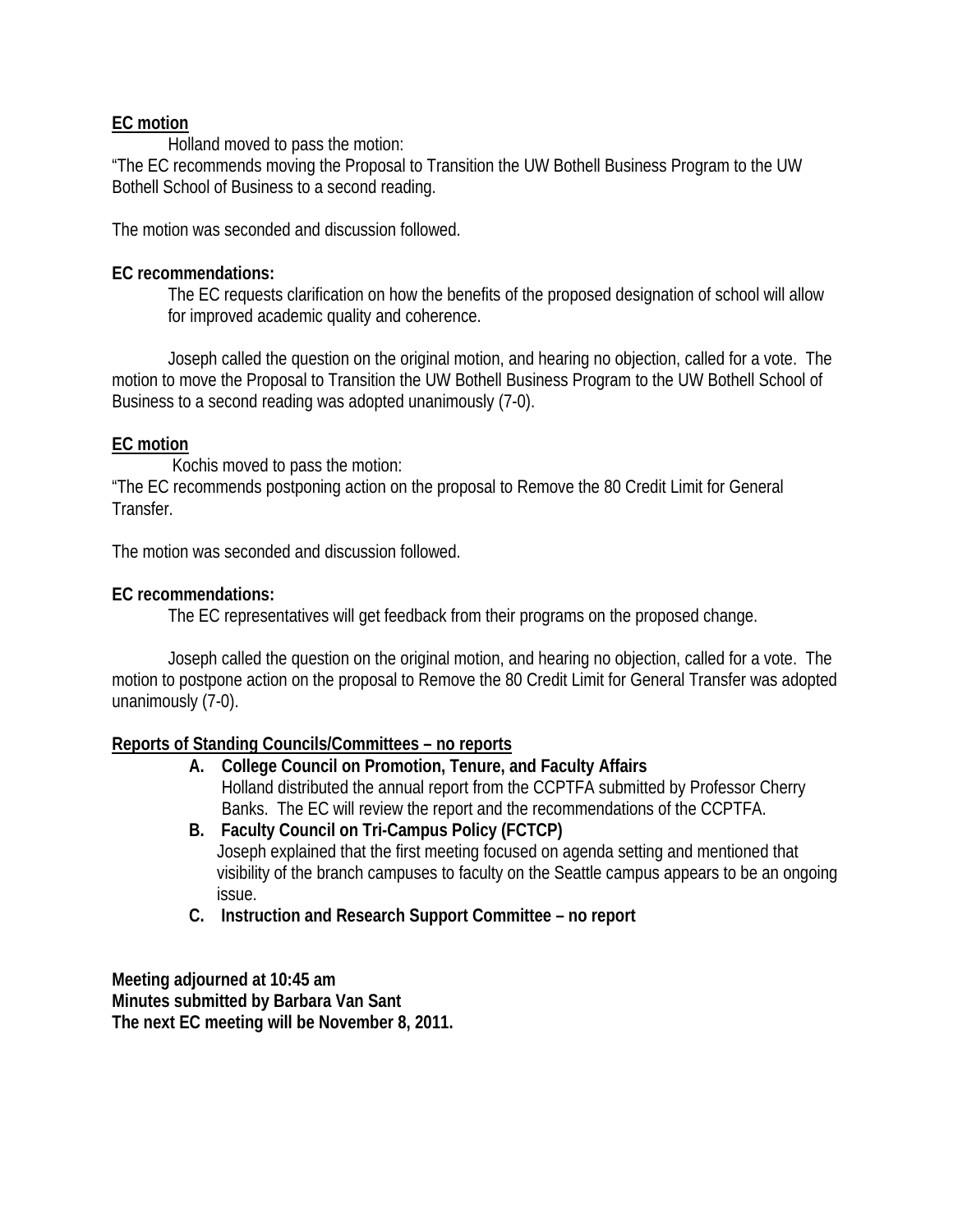**<u>EC motion</u>**

Holland moved to pass the motion:

"The EC recommends moving the Proposal to Transition the UW Bothell Business Program to the UW Bothell School of Business to a second reading.

The motion was seconded and discussion followed.

**EC recommendations:**

The EC requests clarification on how the benefits of the proposed designation of school will allow for improved academic quality and coherence.

Joseph called the question on the original motion, and hearing no objection, called for a vote. The motion to move the Proposal to Transition the UW Bothell Business Program to the UW Bothell School of Business to a second reading was adopted unanimously (7-0).

**<u>EC motion</u>**

Kochis moved to pass the motion:

"The EC recommends postponing action on the proposal to Remove the 80 Credit Limit for General Transfer.

The motion was seconded and discussion followed.

**EC recommendations:**

The EC representatives will get feedback from their programs on the proposed change.

Joseph called the question on the original motion, and hearing no objection, called for a vote. The motion to postpone action on the proposal to Remove the 80 Credit Limit for General Transfer was adopted unanimously (7-0).

**<u>Reports of Standing Councils/Committees – no reports</u>**

- **A. College Council on Promotion, Tenure, and Faculty Affairs**
  Holland distributed the annual report from the CCPTFA submitted by Professor Cherry Banks. The EC will review the report and the recommendations of the CCPTFA.
- **B. Faculty Council on Tri-Campus Policy (FCTCP)**
  Joseph explained that the first meeting focused on agenda setting and mentioned that visibility of the branch campuses to faculty on the Seattle campus appears to be an ongoing issue.
- **C. Instruction and Research Support Committee – no report**

**Meeting adjourned at 10:45 am**
**Minutes submitted by Barbara Van Sant**
**The next EC meeting will be November 8, 2011.**